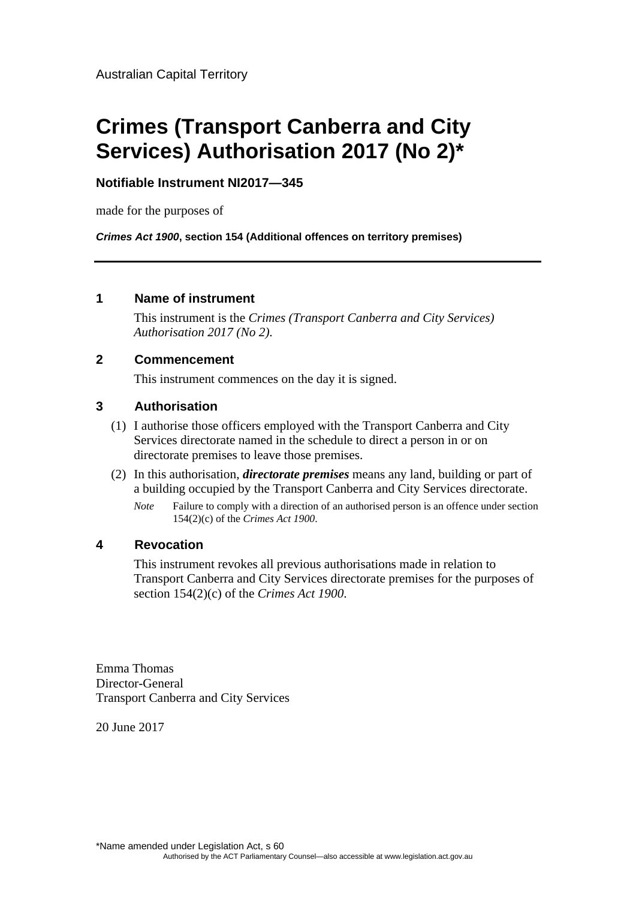Australian Capital Territory

# Crimes (Transport Canberra and City Services) Authorisation 2017 (No 2)*

**Notifiable Instrument NI2017—345**

made for the purposes of

***Crimes Act 1900*, section 154 (Additional offences on territory premises)**

---

## 1 Name of instrument

This instrument is the *Crimes (Transport Canberra and City Services) Authorisation 2017 (No 2)*.

## 2 Commencement

This instrument commences on the day it is signed.

## 3 Authorisation

(1) I authorise those officers employed with the Transport Canberra and City Services directorate named in the schedule to direct a person in or on directorate premises to leave those premises.

(2) In this authorisation, ***directorate premises*** means any land, building or part of a building occupied by the Transport Canberra and City Services directorate.

*Note* Failure to comply with a direction of an authorised person is an offence under section 154(2)(c) of the *Crimes Act 1900*.

## 4 Revocation

This instrument revokes all previous authorisations made in relation to Transport Canberra and City Services directorate premises for the purposes of section 154(2)(c) of the *Crimes Act 1900*.

Emma Thomas
Director-General
Transport Canberra and City Services

20 June 2017

*Name amended under Legislation Act, s 60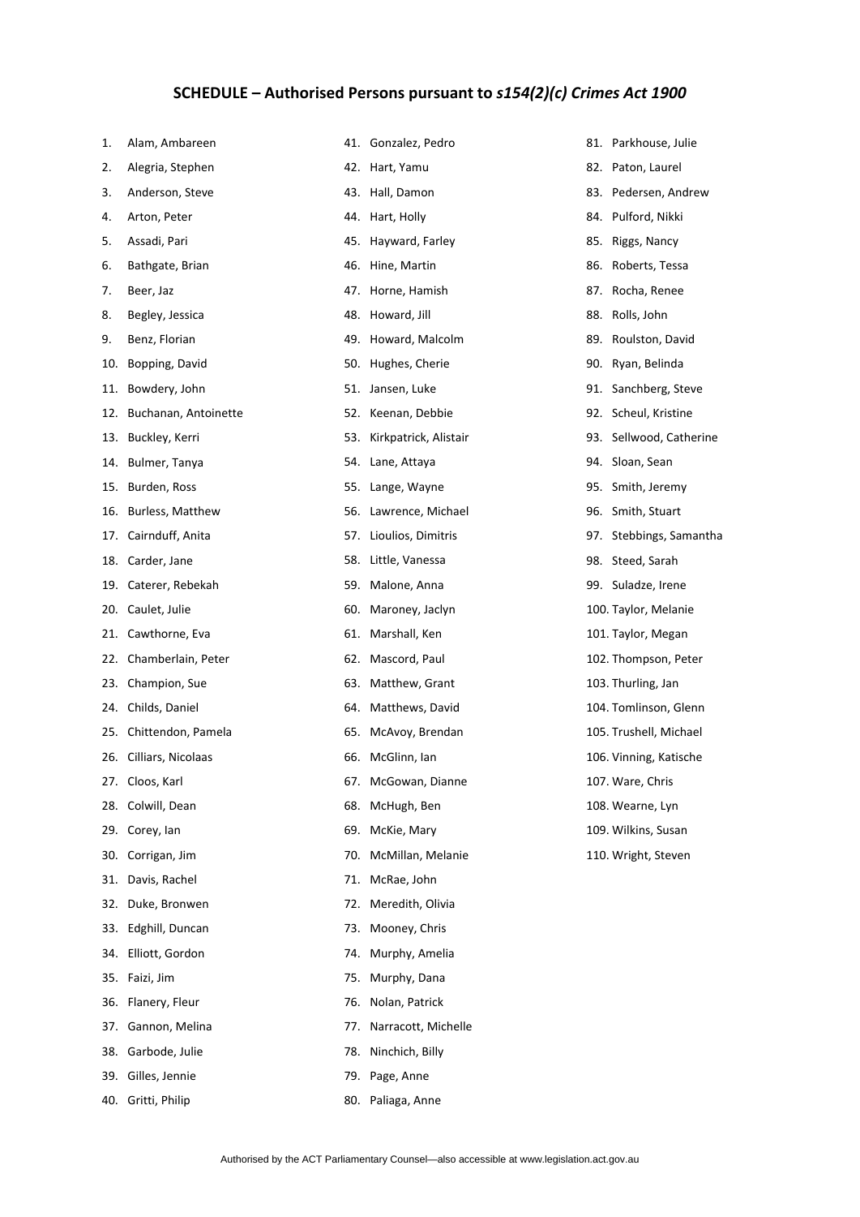## SCHEDULE – Authorised Persons pursuant to *s154(2)(c) Crimes Act 1900*

1. Alam, Ambareen
2. Alegria, Stephen
3. Anderson, Steve
4. Arton, Peter
5. Assadi, Pari
6. Bathgate, Brian
7. Beer, Jaz
8. Begley, Jessica
9. Benz, Florian
10. Bopping, David
11. Bowdery, John
12. Buchanan, Antoinette
13. Buckley, Kerri
14. Bulmer, Tanya
15. Burden, Ross
16. Burless, Matthew
17. Cairnduff, Anita
18. Carder, Jane
19. Caterer, Rebekah
20. Caulet, Julie
21. Cawthorne, Eva
22. Chamberlain, Peter
23. Champion, Sue
24. Childs, Daniel
25. Chittendon, Pamela
26. Cilliars, Nicolaas
27. Cloos, Karl
28. Colwill, Dean
29. Corey, Ian
30. Corrigan, Jim
31. Davis, Rachel
32. Duke, Bronwen
33. Edghill, Duncan
34. Elliott, Gordon
35. Faizi, Jim
36. Flanery, Fleur
37. Gannon, Melina
38. Garbode, Julie
39. Gilles, Jennie
40. Gritti, Philip
41. Gonzalez, Pedro
42. Hart, Yamu
43. Hall, Damon
44. Hart, Holly
45. Hayward, Farley
46. Hine, Martin
47. Horne, Hamish
48. Howard, Jill
49. Howard, Malcolm
50. Hughes, Cherie
51. Jansen, Luke
52. Keenan, Debbie
53. Kirkpatrick, Alistair
54. Lane, Attaya
55. Lange, Wayne
56. Lawrence, Michael
57. Lioulios, Dimitris
58. Little, Vanessa
59. Malone, Anna
60. Maroney, Jaclyn
61. Marshall, Ken
62. Mascord, Paul
63. Matthew, Grant
64. Matthews, David
65. McAvoy, Brendan
66. McGlinn, Ian
67. McGowan, Dianne
68. McHugh, Ben
69. McKie, Mary
70. McMillan, Melanie
71. McRae, John
72. Meredith, Olivia
73. Mooney, Chris
74. Murphy, Amelia
75. Murphy, Dana
76. Nolan, Patrick
77. Narracott, Michelle
78. Ninchich, Billy
79. Page, Anne
80. Paliaga, Anne
81. Parkhouse, Julie
82. Paton, Laurel
83. Pedersen, Andrew
84. Pulford, Nikki
85. Riggs, Nancy
86. Roberts, Tessa
87. Rocha, Renee
88. Rolls, John
89. Roulston, David
90. Ryan, Belinda
91. Sanchberg, Steve
92. Scheul, Kristine
93. Sellwood, Catherine
94. Sloan, Sean
95. Smith, Jeremy
96. Smith, Stuart
97. Stebbings, Samantha
98. Steed, Sarah
99. Suladze, Irene
100. Taylor, Melanie
101. Taylor, Megan
102. Thompson, Peter
103. Thurling, Jan
104. Tomlinson, Glenn
105. Trushell, Michael
106. Vinning, Katische
107. Ware, Chris
108. Wearne, Lyn
109. Wilkins, Susan
110. Wright, Steven

Authorised by the ACT Parliamentary Counsel—also accessible at www.legislation.act.gov.au